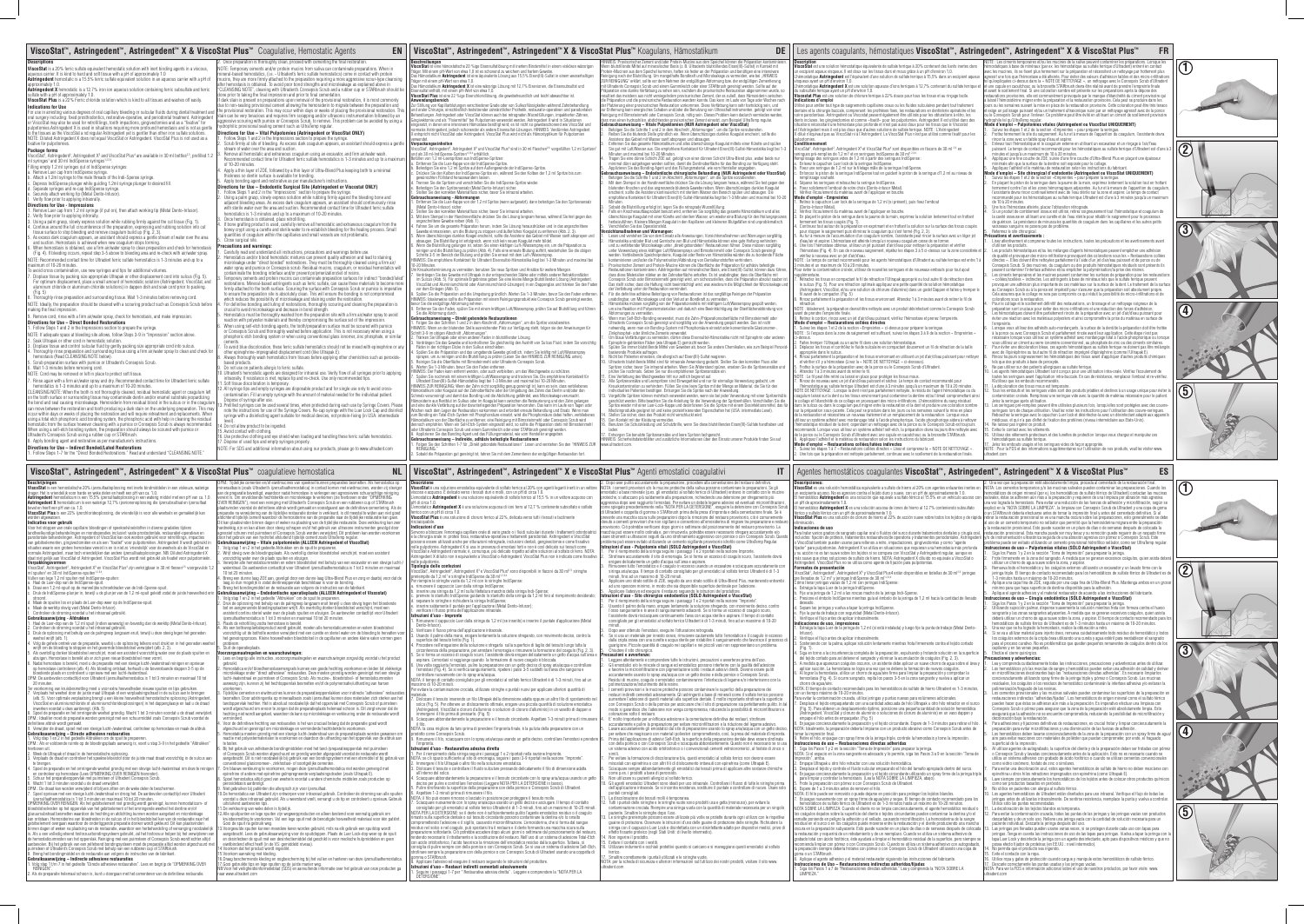# ViscoStat™, Astringedent™, Astringedent™ X & ViscoStat Plus™ Coagulative, Hemostatic Agents EN

# ViscoStat™, Astringedent™, Astringedent™ X & ViscoStat Plus™ Koagulans, Hämostatikum DE

# Les agents coagulants, hémostatiques ViscoStat™, Astringedent™, Astringedent™ X & ViscoStat Plus™ FR

# ViscoStat™, Astringedent™, Astringedent™ X & ViscoStat Plus™ coagulatieve hemostatica NL

# ViscoStat™, Astringedent™, Astringedent™ X e ViscoStat Plus™ Agenti emostatici coagulativi IT

# Agentes hemostáticos coagulantes ViscoStat™, Astringedent™, Astringedent™ X & ViscoStat Plus™ ES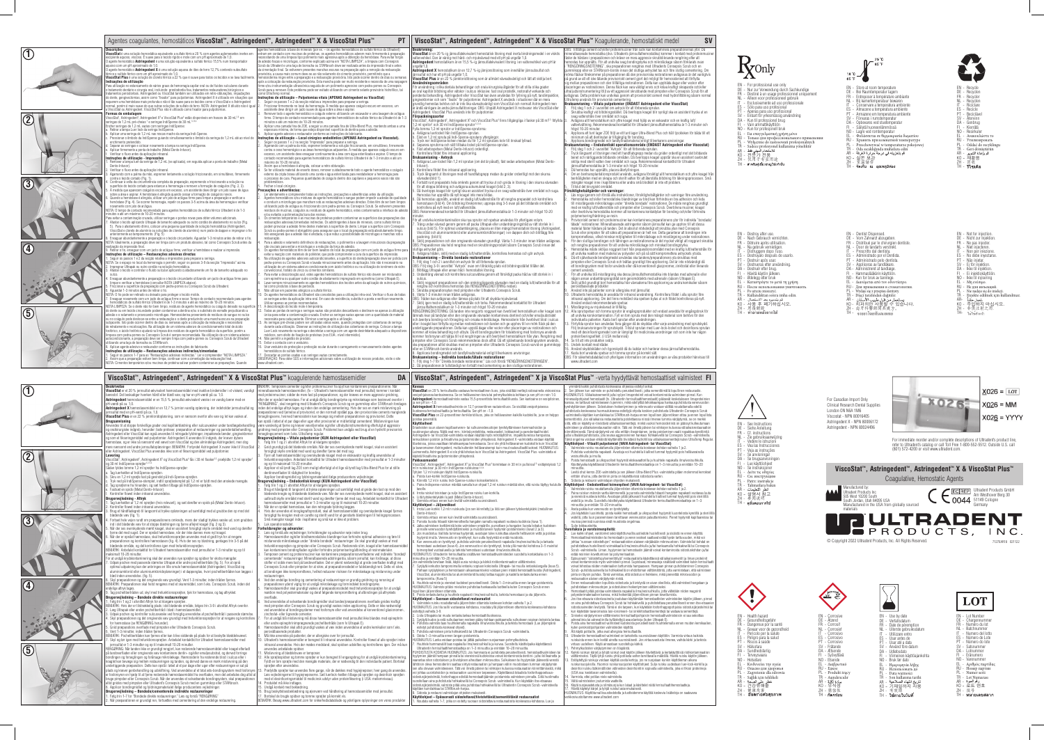# Agentes coagulantes, hemostáticos ViscoStat™, Astringedent™, Astringedent™ X & ViscoStat Plus™ PT

# ViscoStat™, Astringedent™, Astringedent™ X & ViscoStat Plus™ Koagulerande, hemostatiskt medel SV

# ViscoStat™, Astringedent™, Astringedent™ X & ViscoStat Plus™ koagulerende hæmostasemiddel DA

# ViscoStat™, Astringedent™, Astringedent™ X & ViscoStat Plus™ -verta hyydyttävät hemostaattiset valmisteet FI

Rx Only

- EN – For professional use only
- EN – Store at room temperature
- EN – Recycle
- EN – Destroy after use.
- EN – Dentist Disposed.
- EN – Not for injection.
- EN – See Instructions
- EN – Health hazard
- EN – Corrosive
- EN – Use-by date
- EN – Lot Number

For Canadian Import Only
Clinical Research Dental Supplies
London ON N6A 1M6
ViscoStat - NPN 80016435
Astringedent X - NPN 80006172
Astringedent - NPN 80024496

For immediate reorder and/or complete descriptions of Ultradent's product line, refer to Ultradent's catalog or call Toll Free 1-800-552-5512. Outside U.S. call (801) 572-4200 or visit www.ultradent.com.

**ViscoStat™, Astringedent™, Astringedent™ X & ViscoStat Plus™**
Coagulative, Hemostatic Agents

Manufactured by:
Ultradent Products Inc.
505 West 10200 South
South Jordan, Utah 84095 USA
Manufactured in the USA from globally sourced materials

EC REP
Ultradent Products GmbH
Am Westhover Berg 30
51149 Cologne
Germany

CE 0044

ULTRADENT PRODUCTS, INC.

© Copyright 2022 Ultradent Products, Inc. All Rights Reserved.